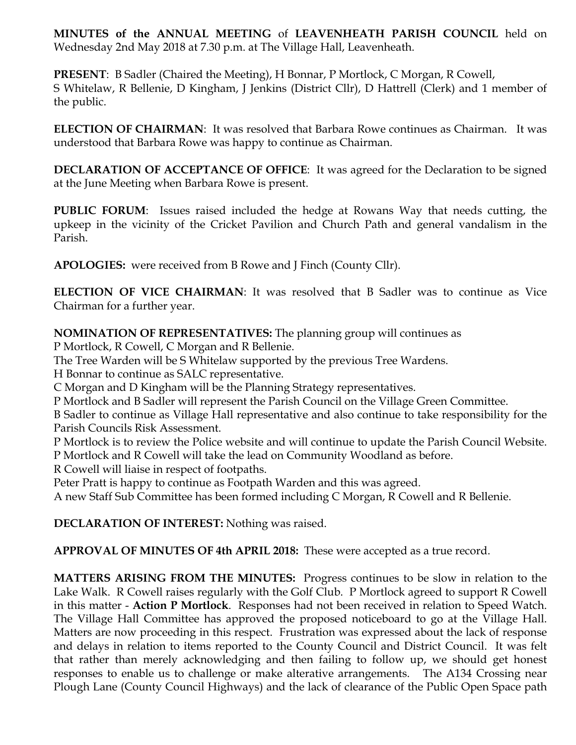**MINUTES of the ANNUAL MEETING** of **LEAVENHEATH PARISH COUNCIL** held on Wednesday 2nd May 2018 at 7.30 p.m. at The Village Hall, Leavenheath.

**PRESENT**: B Sadler (Chaired the Meeting), H Bonnar, P Mortlock, C Morgan, R Cowell, S Whitelaw, R Bellenie, D Kingham, J Jenkins (District Cllr), D Hattrell (Clerk) and 1 member of the public.

**ELECTION OF CHAIRMAN**: It was resolved that Barbara Rowe continues as Chairman. It was understood that Barbara Rowe was happy to continue as Chairman.

**DECLARATION OF ACCEPTANCE OF OFFICE**: It was agreed for the Declaration to be signed at the June Meeting when Barbara Rowe is present.

**PUBLIC FORUM**: Issues raised included the hedge at Rowans Way that needs cutting, the upkeep in the vicinity of the Cricket Pavilion and Church Path and general vandalism in the Parish.

**APOLOGIES:** were received from B Rowe and J Finch (County Cllr).

**ELECTION OF VICE CHAIRMAN**: It was resolved that B Sadler was to continue as Vice Chairman for a further year.

**NOMINATION OF REPRESENTATIVES:** The planning group will continues as P Mortlock, R Cowell, C Morgan and R Bellenie.
The Tree Warden will be S Whitelaw supported by the previous Tree Wardens.
H Bonnar to continue as SALC representative.
C Morgan and D Kingham will be the Planning Strategy representatives.
P Mortlock and B Sadler will represent the Parish Council on the Village Green Committee.
B Sadler to continue as Village Hall representative and also continue to take responsibility for the Parish Councils Risk Assessment.
P Mortlock is to review the Police website and will continue to update the Parish Council Website.
P Mortlock and R Cowell will take the lead on Community Woodland as before.
R Cowell will liaise in respect of footpaths.
Peter Pratt is happy to continue as Footpath Warden and this was agreed.
A new Staff Sub Committee has been formed including C Morgan, R Cowell and R Bellenie.

**DECLARATION OF INTEREST:** Nothing was raised.

**APPROVAL OF MINUTES OF 4th APRIL 2018:** These were accepted as a true record.

**MATTERS ARISING FROM THE MINUTES:** Progress continues to be slow in relation to the Lake Walk. R Cowell raises regularly with the Golf Club. P Mortlock agreed to support R Cowell in this matter - **Action P Mortlock**. Responses had not been received in relation to Speed Watch. The Village Hall Committee has approved the proposed noticeboard to go at the Village Hall. Matters are now proceeding in this respect. Frustration was expressed about the lack of response and delays in relation to items reported to the County Council and District Council. It was felt that rather than merely acknowledging and then failing to follow up, we should get honest responses to enable us to challenge or make alterative arrangements. The A134 Crossing near Plough Lane (County Council Highways) and the lack of clearance of the Public Open Space path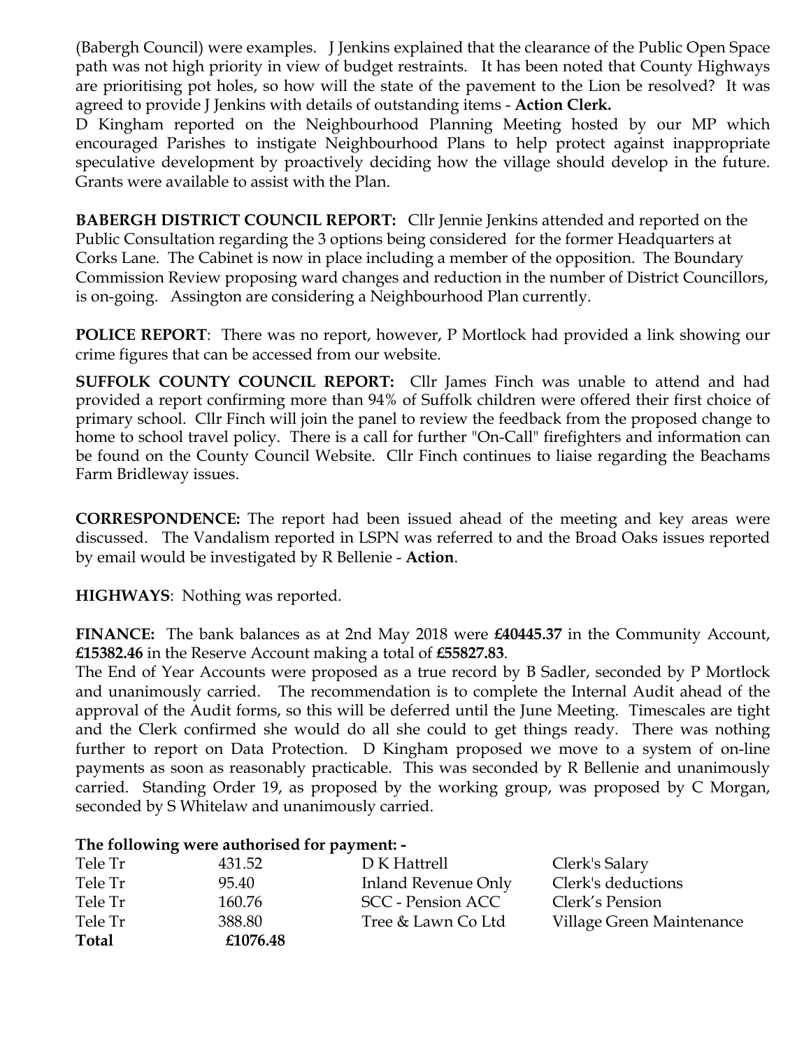(Babergh Council) were examples. J Jenkins explained that the clearance of the Public Open Space path was not high priority in view of budget restraints. It has been noted that County Highways are prioritising pot holes, so how will the state of the pavement to the Lion be resolved? It was agreed to provide J Jenkins with details of outstanding items - **Action Clerk.**

D Kingham reported on the Neighbourhood Planning Meeting hosted by our MP which encouraged Parishes to instigate Neighbourhood Plans to help protect against inappropriate speculative development by proactively deciding how the village should develop in the future. Grants were available to assist with the Plan.

**BABERGH DISTRICT COUNCIL REPORT:** Cllr Jennie Jenkins attended and reported on the Public Consultation regarding the 3 options being considered for the former Headquarters at Corks Lane. The Cabinet is now in place including a member of the opposition. The Boundary Commission Review proposing ward changes and reduction in the number of District Councillors, is on-going. Assington are considering a Neighbourhood Plan currently.

**POLICE REPORT**: There was no report, however, P Mortlock had provided a link showing our crime figures that can be accessed from our website.

**SUFFOLK COUNTY COUNCIL REPORT:** Cllr James Finch was unable to attend and had provided a report confirming more than 94% of Suffolk children were offered their first choice of primary school. Cllr Finch will join the panel to review the feedback from the proposed change to home to school travel policy. There is a call for further "On-Call" firefighters and information can be found on the County Council Website. Cllr Finch continues to liaise regarding the Beachams Farm Bridleway issues.

**CORRESPONDENCE:** The report had been issued ahead of the meeting and key areas were discussed. The Vandalism reported in LSPN was referred to and the Broad Oaks issues reported by email would be investigated by R Bellenie - **Action**.

**HIGHWAYS**: Nothing was reported.

**FINANCE:** The bank balances as at 2nd May 2018 were **£40445.37** in the Community Account, **£15382.46** in the Reserve Account making a total of **£55827.83**.

The End of Year Accounts were proposed as a true record by B Sadler, seconded by P Mortlock and unanimously carried. The recommendation is to complete the Internal Audit ahead of the approval of the Audit forms, so this will be deferred until the June Meeting. Timescales are tight and the Clerk confirmed she would do all she could to get things ready. There was nothing further to report on Data Protection. D Kingham proposed we move to a system of on-line payments as soon as reasonably practicable. This was seconded by R Bellenie and unanimously carried. Standing Order 19, as proposed by the working group, was proposed by C Morgan, seconded by S Whitelaw and unanimously carried.

**The following were authorised for payment: -**

| | | | |
|---|---|---|---|
| Tele Tr | 431.52 | D K Hattrell | Clerk's Salary |
| Tele Tr | 95.40 | Inland Revenue Only | Clerk's deductions |
| Tele Tr | 160.76 | SCC - Pension ACC | Clerk's Pension |
| Tele Tr | 388.80 | Tree & Lawn Co Ltd | Village Green Maintenance |
| **Total** | **£1076.48** | | |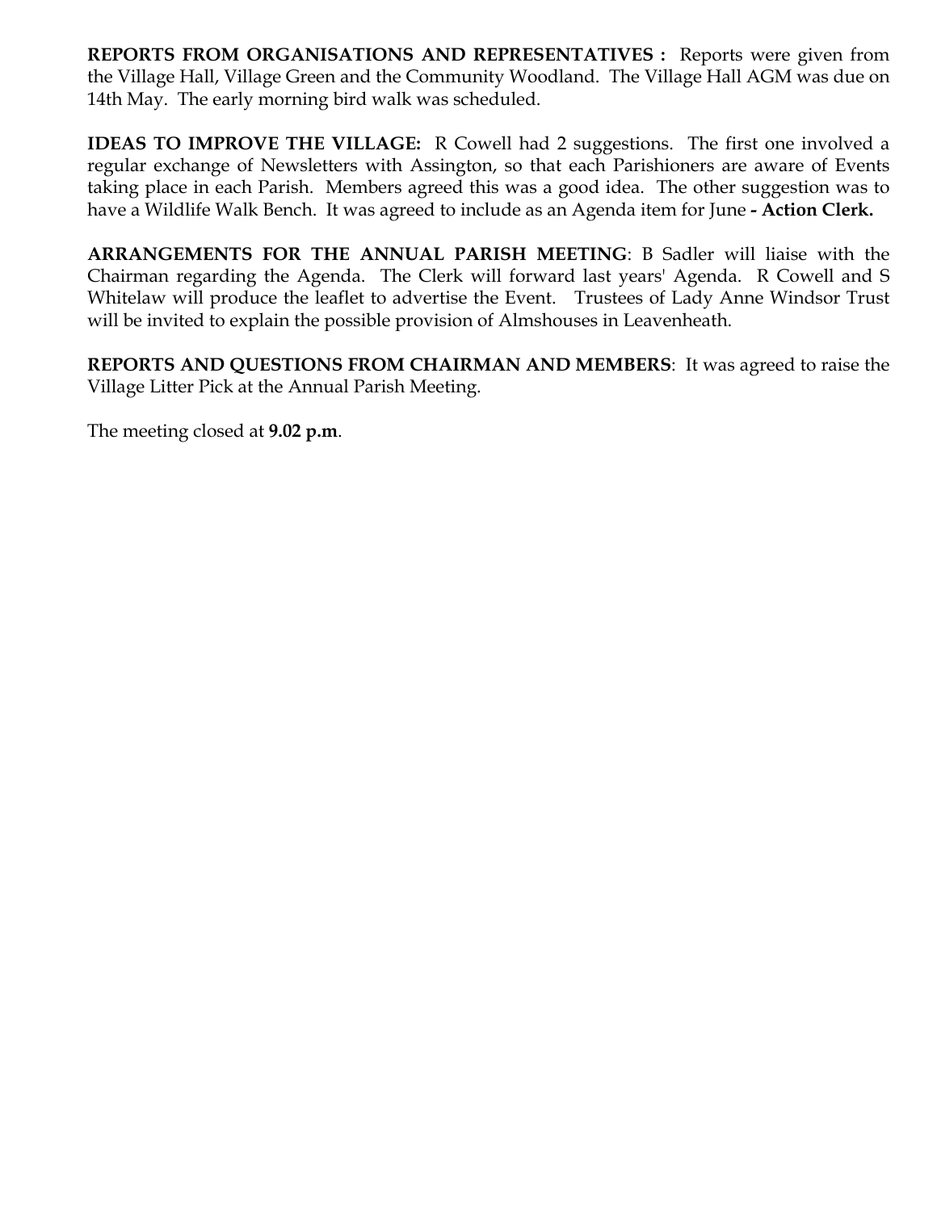**REPORTS FROM ORGANISATIONS AND REPRESENTATIVES :** Reports were given from the Village Hall, Village Green and the Community Woodland. The Village Hall AGM was due on 14th May. The early morning bird walk was scheduled.

**IDEAS TO IMPROVE THE VILLAGE:** R Cowell had 2 suggestions. The first one involved a regular exchange of Newsletters with Assington, so that each Parishioners are aware of Events taking place in each Parish. Members agreed this was a good idea. The other suggestion was to have a Wildlife Walk Bench. It was agreed to include as an Agenda item for June **- Action Clerk.**

**ARRANGEMENTS FOR THE ANNUAL PARISH MEETING**: B Sadler will liaise with the Chairman regarding the Agenda. The Clerk will forward last years' Agenda. R Cowell and S Whitelaw will produce the leaflet to advertise the Event. Trustees of Lady Anne Windsor Trust will be invited to explain the possible provision of Almshouses in Leavenheath.

**REPORTS AND QUESTIONS FROM CHAIRMAN AND MEMBERS**: It was agreed to raise the Village Litter Pick at the Annual Parish Meeting.

The meeting closed at **9.02 p.m**.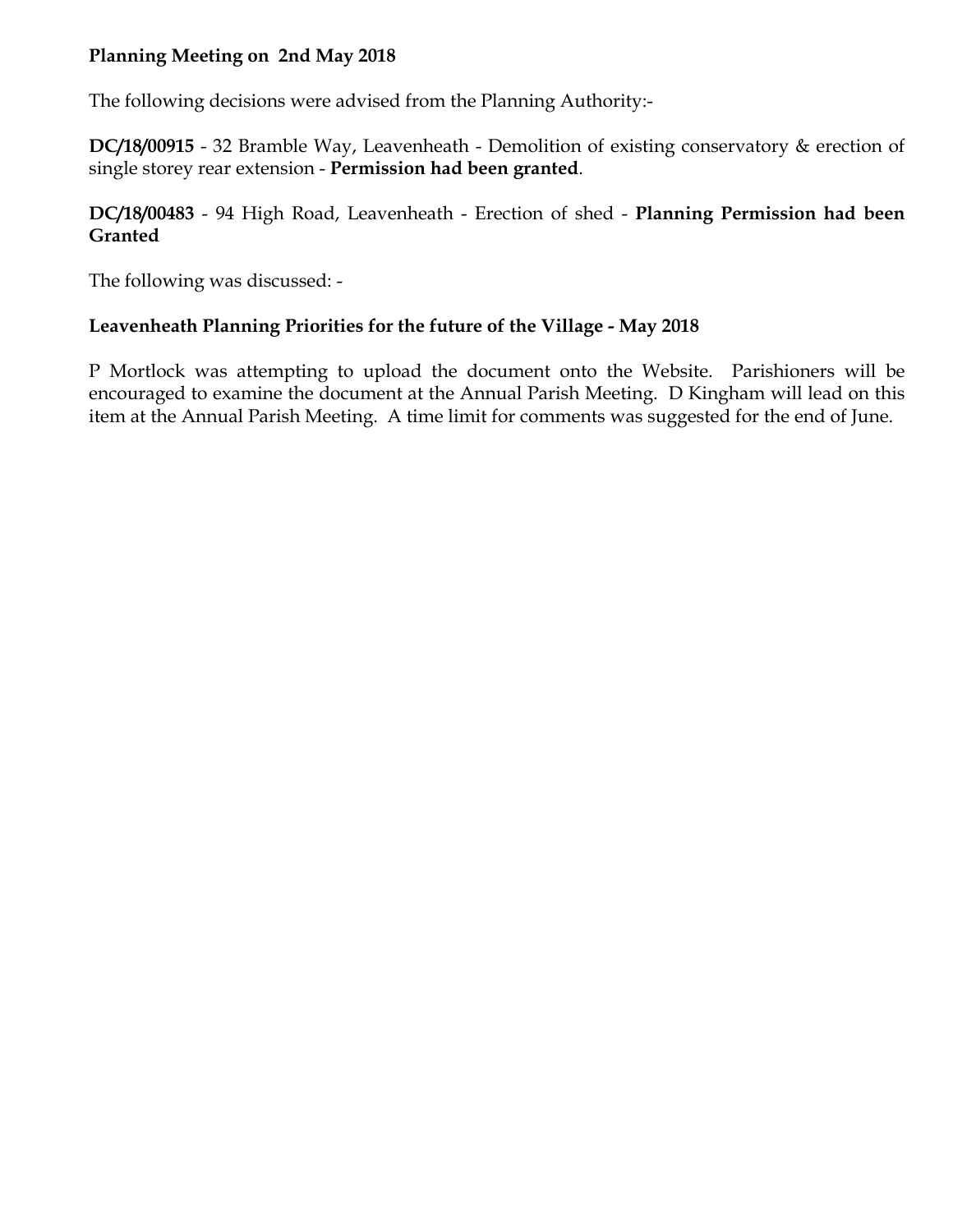**Planning Meeting on 2nd May 2018**

The following decisions were advised from the Planning Authority:-

**DC/18/00915** - 32 Bramble Way, Leavenheath - Demolition of existing conservatory & erection of single storey rear extension - **Permission had been granted**.

**DC/18/00483** - 94 High Road, Leavenheath - Erection of shed - **Planning Permission had been Granted**

The following was discussed: -

**Leavenheath Planning Priorities for the future of the Village - May 2018**

P Mortlock was attempting to upload the document onto the Website. Parishioners will be encouraged to examine the document at the Annual Parish Meeting. D Kingham will lead on this item at the Annual Parish Meeting. A time limit for comments was suggested for the end of June.